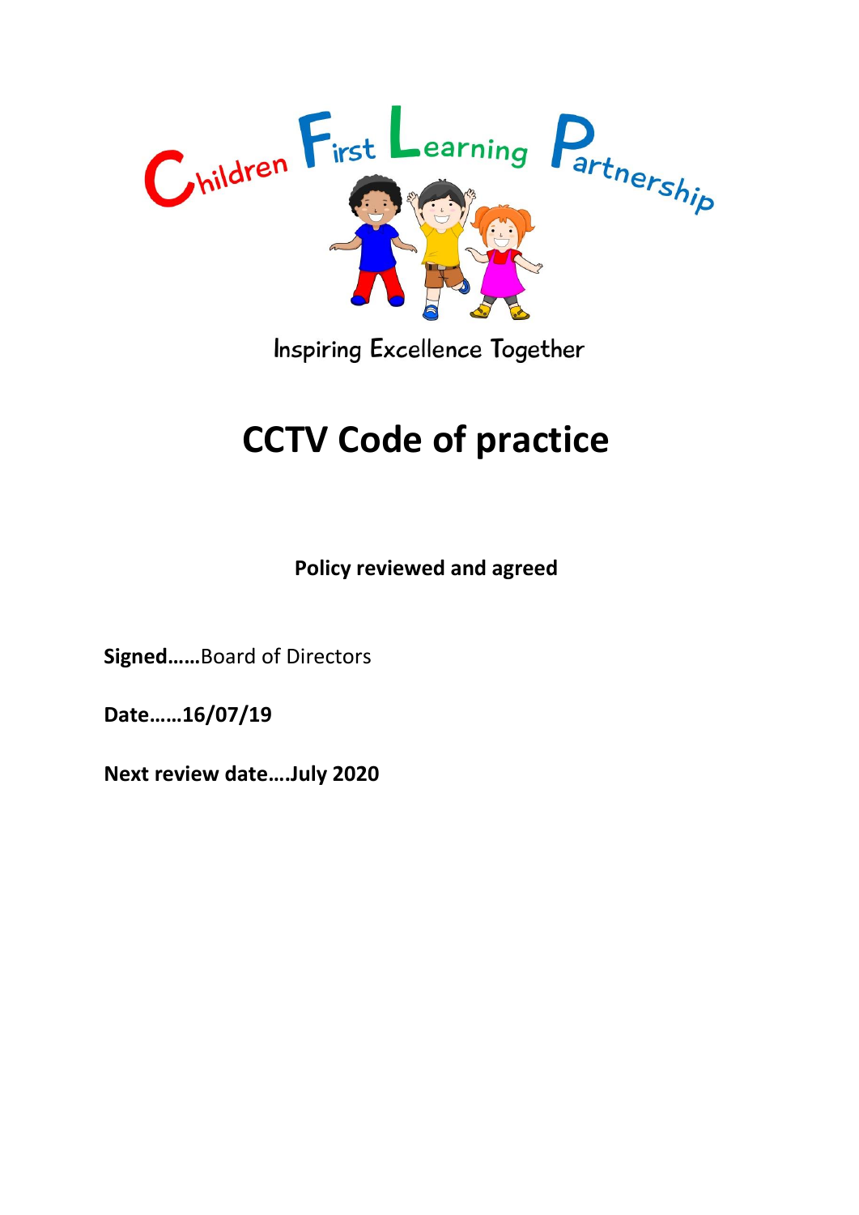Children First Learning Partnership

Inspiring Excellence Together

# CCTV Code of practice

**Policy reviewed and agreed**

**Signed……**Board of Directors

**Date……16/07/19**

**Next review date….July 2020**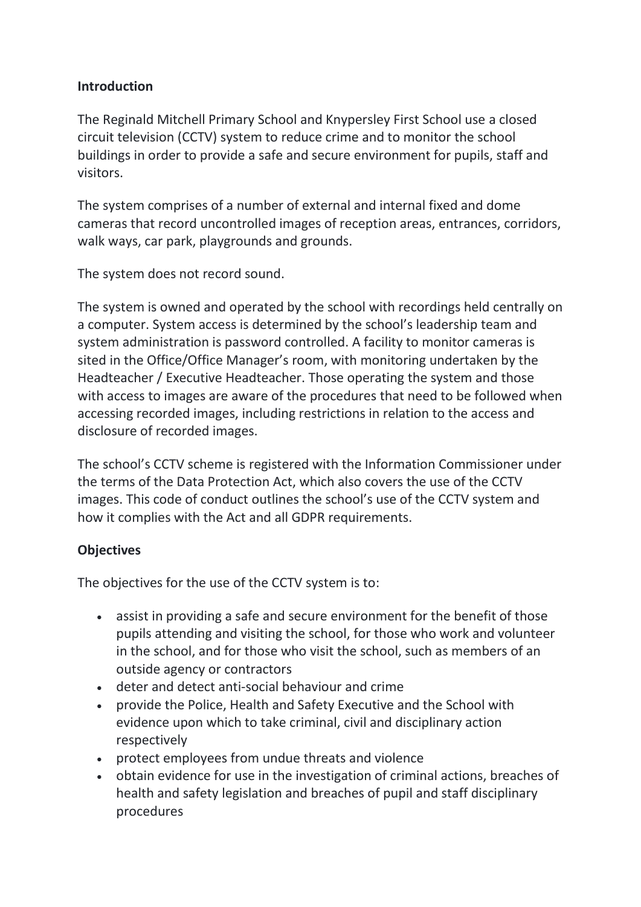**Introduction**

The Reginald Mitchell Primary School and Knypersley First School use a closed circuit television (CCTV) system to reduce crime and to monitor the school buildings in order to provide a safe and secure environment for pupils, staff and visitors.

The system comprises of a number of external and internal fixed and dome cameras that record uncontrolled images of reception areas, entrances, corridors, walk ways, car park, playgrounds and grounds.

The system does not record sound.

The system is owned and operated by the school with recordings held centrally on a computer. System access is determined by the school's leadership team and system administration is password controlled. A facility to monitor cameras is sited in the Office/Office Manager's room, with monitoring undertaken by the Headteacher / Executive Headteacher. Those operating the system and those with access to images are aware of the procedures that need to be followed when accessing recorded images, including restrictions in relation to the access and disclosure of recorded images.

The school's CCTV scheme is registered with the Information Commissioner under the terms of the Data Protection Act, which also covers the use of the CCTV images. This code of conduct outlines the school's use of the CCTV system and how it complies with the Act and all GDPR requirements.

**Objectives**

The objectives for the use of the CCTV system is to:

- assist in providing a safe and secure environment for the benefit of those pupils attending and visiting the school, for those who work and volunteer in the school, and for those who visit the school, such as members of an outside agency or contractors
- deter and detect anti-social behaviour and crime
- provide the Police, Health and Safety Executive and the School with evidence upon which to take criminal, civil and disciplinary action respectively
- protect employees from undue threats and violence
- obtain evidence for use in the investigation of criminal actions, breaches of health and safety legislation and breaches of pupil and staff disciplinary procedures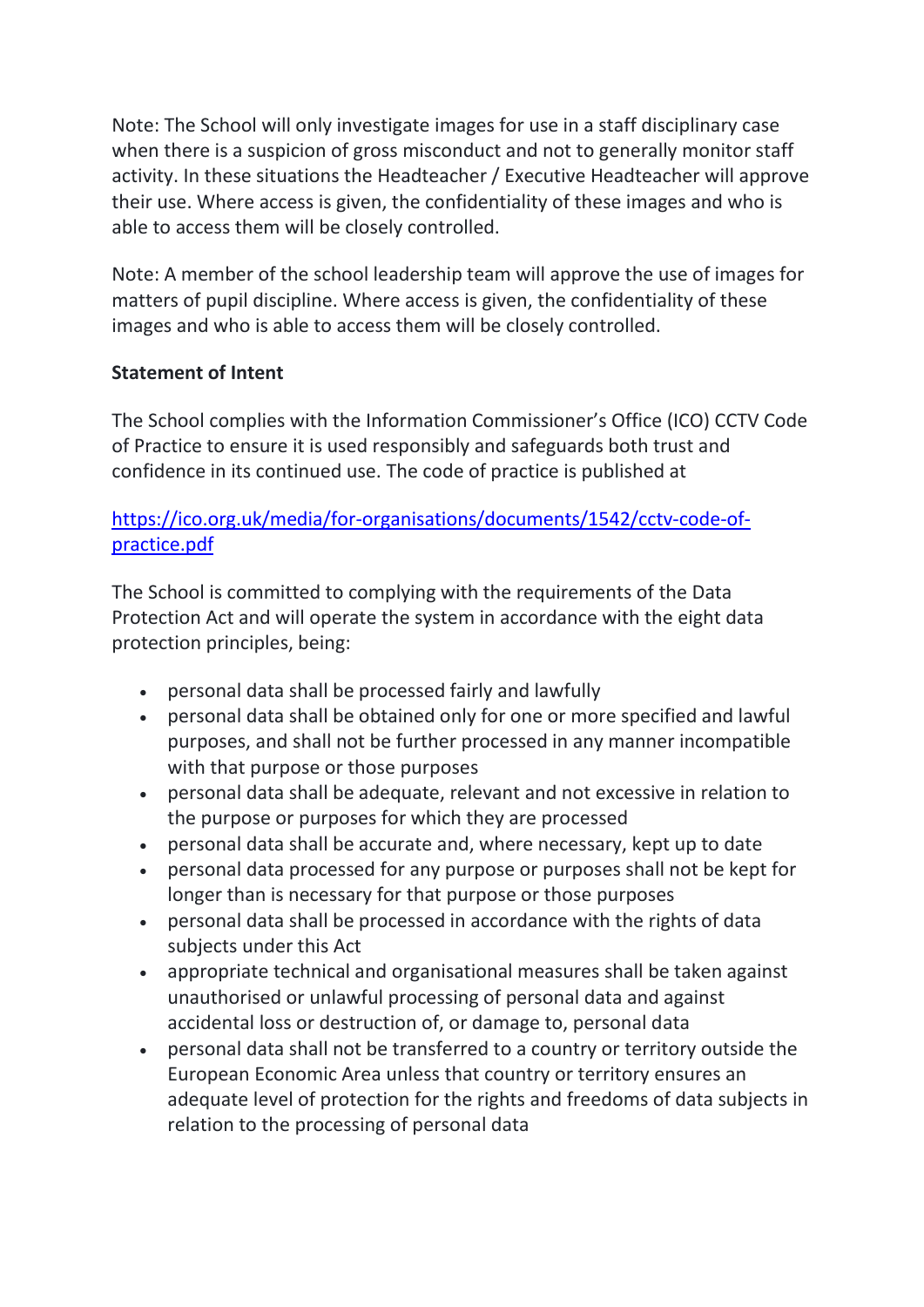Note: The School will only investigate images for use in a staff disciplinary case when there is a suspicion of gross misconduct and not to generally monitor staff activity. In these situations the Headteacher / Executive Headteacher will approve their use. Where access is given, the confidentiality of these images and who is able to access them will be closely controlled.

Note: A member of the school leadership team will approve the use of images for matters of pupil discipline. Where access is given, the confidentiality of these images and who is able to access them will be closely controlled.

**Statement of Intent**

The School complies with the Information Commissioner's Office (ICO) CCTV Code of Practice to ensure it is used responsibly and safeguards both trust and confidence in its continued use. The code of practice is published at

[https://ico.org.uk/media/for-organisations/documents/1542/cctv-code-of-practice.pdf](https://ico.org.uk/media/for-organisations/documents/1542/cctv-code-of-practice.pdf)

The School is committed to complying with the requirements of the Data Protection Act and will operate the system in accordance with the eight data protection principles, being:

- personal data shall be processed fairly and lawfully
- personal data shall be obtained only for one or more specified and lawful purposes, and shall not be further processed in any manner incompatible with that purpose or those purposes
- personal data shall be adequate, relevant and not excessive in relation to the purpose or purposes for which they are processed
- personal data shall be accurate and, where necessary, kept up to date
- personal data processed for any purpose or purposes shall not be kept for longer than is necessary for that purpose or those purposes
- personal data shall be processed in accordance with the rights of data subjects under this Act
- appropriate technical and organisational measures shall be taken against unauthorised or unlawful processing of personal data and against accidental loss or destruction of, or damage to, personal data
- personal data shall not be transferred to a country or territory outside the European Economic Area unless that country or territory ensures an adequate level of protection for the rights and freedoms of data subjects in relation to the processing of personal data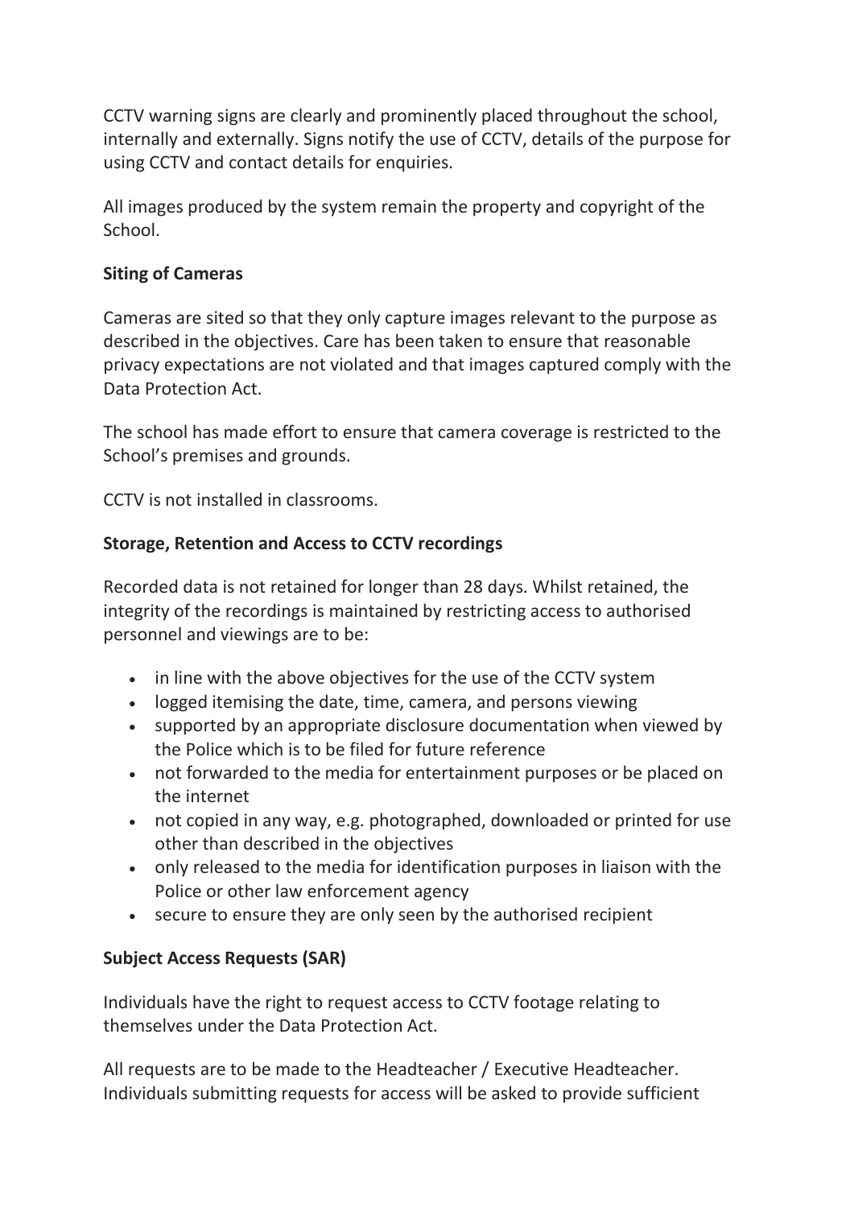CCTV warning signs are clearly and prominently placed throughout the school, internally and externally. Signs notify the use of CCTV, details of the purpose for using CCTV and contact details for enquiries.

All images produced by the system remain the property and copyright of the School.

**Siting of Cameras**

Cameras are sited so that they only capture images relevant to the purpose as described in the objectives. Care has been taken to ensure that reasonable privacy expectations are not violated and that images captured comply with the Data Protection Act.

The school has made effort to ensure that camera coverage is restricted to the School's premises and grounds.

CCTV is not installed in classrooms.

**Storage, Retention and Access to CCTV recordings**

Recorded data is not retained for longer than 28 days. Whilst retained, the integrity of the recordings is maintained by restricting access to authorised personnel and viewings are to be:

- in line with the above objectives for the use of the CCTV system
- logged itemising the date, time, camera, and persons viewing
- supported by an appropriate disclosure documentation when viewed by the Police which is to be filed for future reference
- not forwarded to the media for entertainment purposes or be placed on the internet
- not copied in any way, e.g. photographed, downloaded or printed for use other than described in the objectives
- only released to the media for identification purposes in liaison with the Police or other law enforcement agency
- secure to ensure they are only seen by the authorised recipient

**Subject Access Requests (SAR)**

Individuals have the right to request access to CCTV footage relating to themselves under the Data Protection Act.

All requests are to be made to the Headteacher / Executive Headteacher. Individuals submitting requests for access will be asked to provide sufficient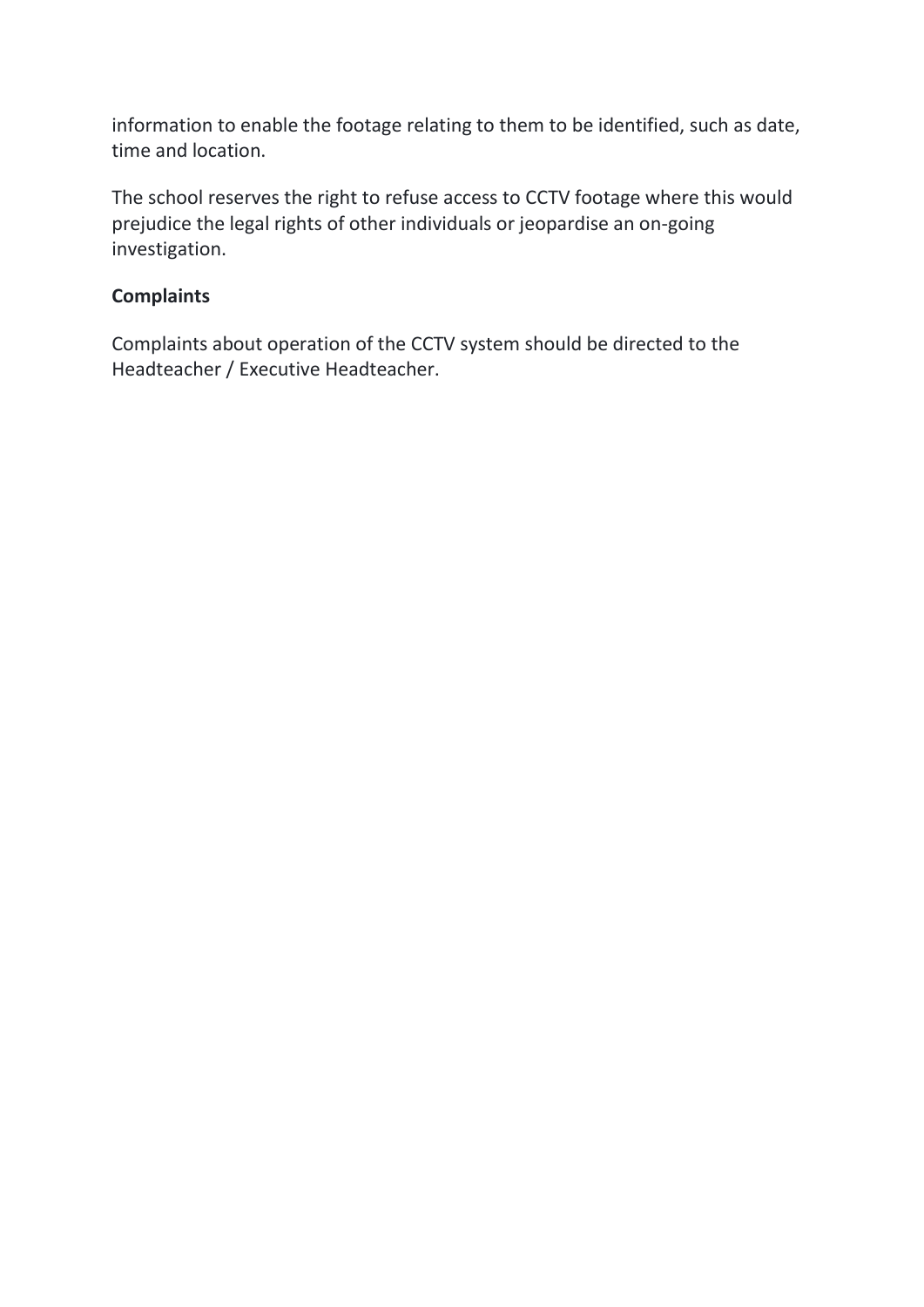information to enable the footage relating to them to be identified, such as date, time and location.

The school reserves the right to refuse access to CCTV footage where this would prejudice the legal rights of other individuals or jeopardise an on-going investigation.

**Complaints**

Complaints about operation of the CCTV system should be directed to the Headteacher / Executive Headteacher.